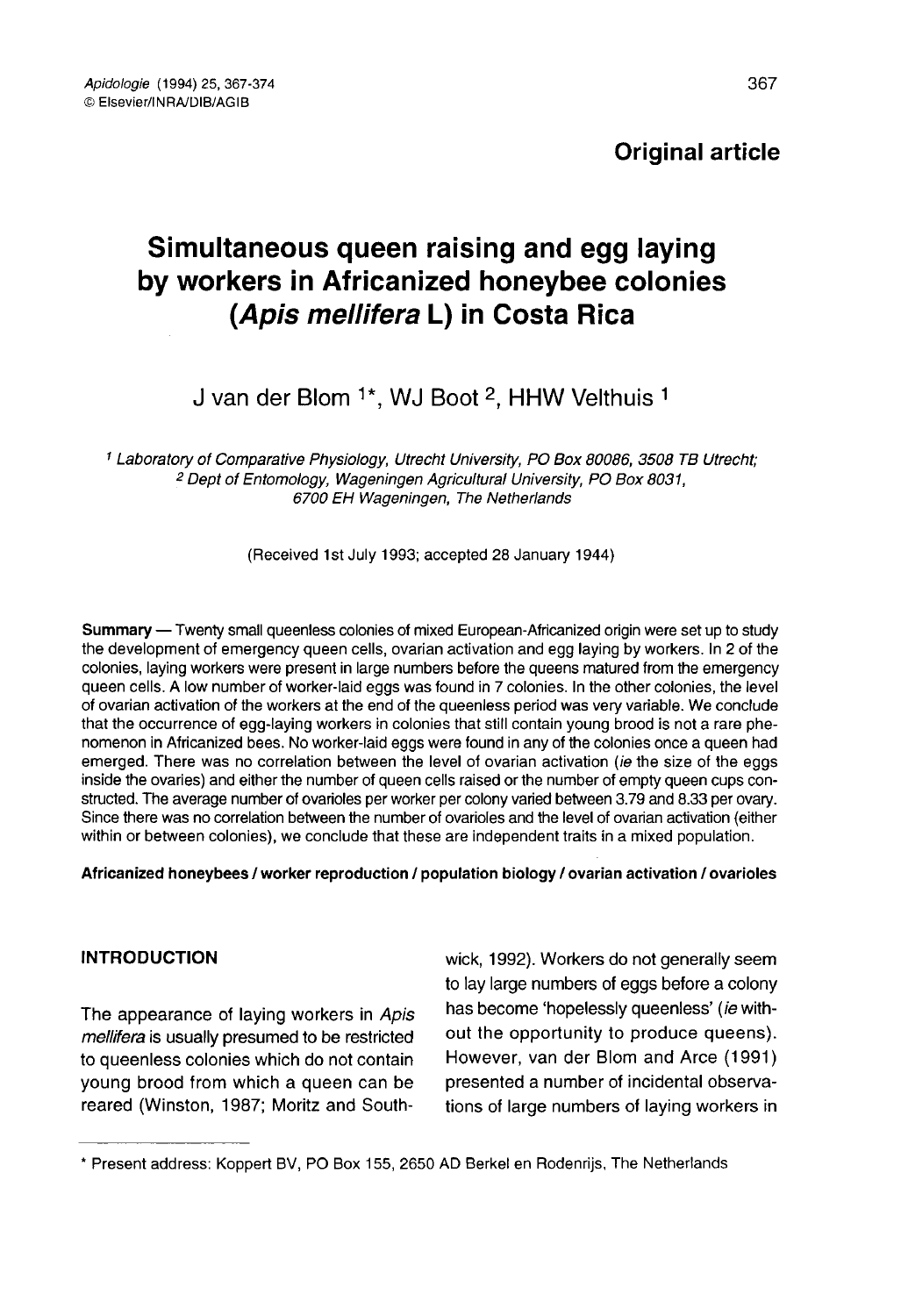**Original article**

# Simultaneous queen raising and egg laying by workers in Africanized honeybee colonies (*Apis mellifera* L) in Costa Rica

J van der Blom [1*], WJ Boot [2], HHW Velthuis [1]

[1] *Laboratory of Comparative Physiology, Utrecht University, PO Box 80086, 3508 TB Utrecht;*
[2] *Dept of Entomology, Wageningen Agricultural University, PO Box 8031, 6700 EH Wageningen, The Netherlands*

(Received 1st July 1993; accepted 28 January 1944)

**Summary** — Twenty small queenless colonies of mixed European-Africanized origin were set up to study the development of emergency queen cells, ovarian activation and egg laying by workers. In 2 of the colonies, laying workers were present in large numbers before the queens matured from the emergency queen cells. A low number of worker-laid eggs was found in 7 colonies. In the other colonies, the level of ovarian activation of the workers at the end of the queenless period was very variable. We conclude that the occurrence of egg-laying workers in colonies that still contain young brood is not a rare phenomenon in Africanized bees. No worker-laid eggs were found in any of the colonies once a queen had emerged. There was no correlation between the level of ovarian activation (*ie* the size of the eggs inside the ovaries) and either the number of queen cells raised or the number of empty queen cups constructed. The average number of ovarioles per worker per colony varied between 3.79 and 8.33 per ovary. Since there was no correlation between the number of ovarioles and the level of ovarian activation (either within or between colonies), we conclude that these are independent traits in a mixed population.

**Africanized honeybees / worker reproduction / population biology / ovarian activation / ovarioles**

## INTRODUCTION

The appearance of laying workers in *Apis mellifera* is usually presumed to be restricted to queenless colonies which do not contain young brood from which a queen can be reared (Winston, 1987; Moritz and Southwick, 1992). Workers do not generally seem to lay large numbers of eggs before a colony has become 'hopelessly queenless' (*ie* without the opportunity to produce queens). However, van der Blom and Arce (1991) presented a number of incidental observations of large numbers of laying workers in

---

* Present address: Koppert BV, PO Box 155, 2650 AD Berkel en Rodenrijs, The Netherlands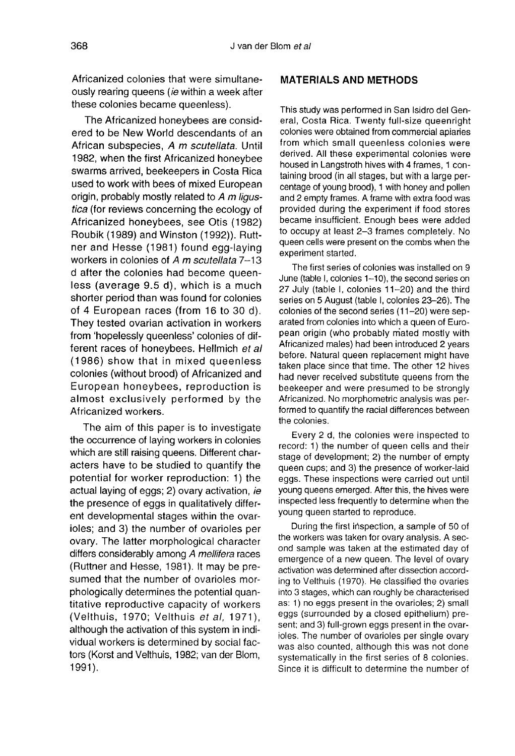Africanized colonies that were simultaneously rearing queens (*ie* within a week after these colonies became queenless).

The Africanized honeybees are considered to be New World descendants of an African subspecies, *A m scutellata*. Until 1982, when the first Africanized honeybee swarms arrived, beekeepers in Costa Rica used to work with bees of mixed European origin, probably mostly related to *A m ligustica* (for reviews concerning the ecology of Africanized honeybees, see Otis (1982) Roubik (1989) and Winston (1992)). Ruttner and Hesse (1981) found egg-laying workers in colonies of *A m scutellata* 7–13 d after the colonies had become queenless (average 9.5 d), which is a much shorter period than was found for colonies of 4 European races (from 16 to 30 d). They tested ovarian activation in workers from 'hopelessly queenless' colonies of different races of honeybees. Hellmich *et al* (1986) show that in mixed queenless colonies (without brood) of Africanized and European honeybees, reproduction is almost exclusively performed by the Africanized workers.

The aim of this paper is to investigate the occurrence of laying workers in colonies which are still raising queens. Different characters have to be studied to quantify the potential for worker reproduction: 1) the actual laying of eggs; 2) ovary activation, *ie* the presence of eggs in qualitatively different developmental stages within the ovarioles; and 3) the number of ovarioles per ovary. The latter morphological character differs considerably among *A mellifera* races (Ruttner and Hesse, 1981). It may be presumed that the number of ovarioles morphologically determines the potential quantitative reproductive capacity of workers (Velthuis, 1970; Velthuis *et al*, 1971), although the activation of this system in individual workers is determined by social factors (Korst and Velthuis, 1982; van der Blom, 1991).

## MATERIALS AND METHODS

This study was performed in San Isidro del General, Costa Rica. Twenty full-size queenright colonies were obtained from commercial apiaries from which small queenless colonies were derived. All these experimental colonies were housed in Langstroth hives with 4 frames, 1 containing brood (in all stages, but with a large percentage of young brood), 1 with honey and pollen and 2 empty frames. A frame with extra food was provided during the experiment if food stores became insufficient. Enough bees were added to occupy at least 2–3 frames completely. No queen cells were present on the combs when the experiment started.

The first series of colonies was installed on 9 June (table I, colonies 1–10), the second series on 27 July (table I, colonies 11–20) and the third series on 5 August (table I, colonies 23–26). The colonies of the second series (11–20) were separated from colonies into which a queen of European origin (who probably mated mostly with Africanized males) had been introduced 2 years before. Natural queen replacement might have taken place since that time. The other 12 hives had never received substitute queens from the beekeeper and were presumed to be strongly Africanized. No morphometric analysis was performed to quantify the racial differences between the colonies.

Every 2 d, the colonies were inspected to record: 1) the number of queen cells and their stage of development; 2) the number of empty queen cups; and 3) the presence of worker-laid eggs. These inspections were carried out until young queens emerged. After this, the hives were inspected less frequently to determine when the young queen started to reproduce.

During the first inspection, a sample of 50 of the workers was taken for ovary analysis. A second sample was taken at the estimated day of emergence of a new queen. The level of ovary activation was determined after dissection according to Velthuis (1970). He classified the ovaries into 3 stages, which can roughly be characterised as: 1) no eggs present in the ovarioles; 2) small eggs (surrounded by a closed epithelium) present; and 3) full-grown eggs present in the ovarioles. The number of ovarioles per single ovary was also counted, although this was not done systematically in the first series of 8 colonies. Since it is difficult to determine the number of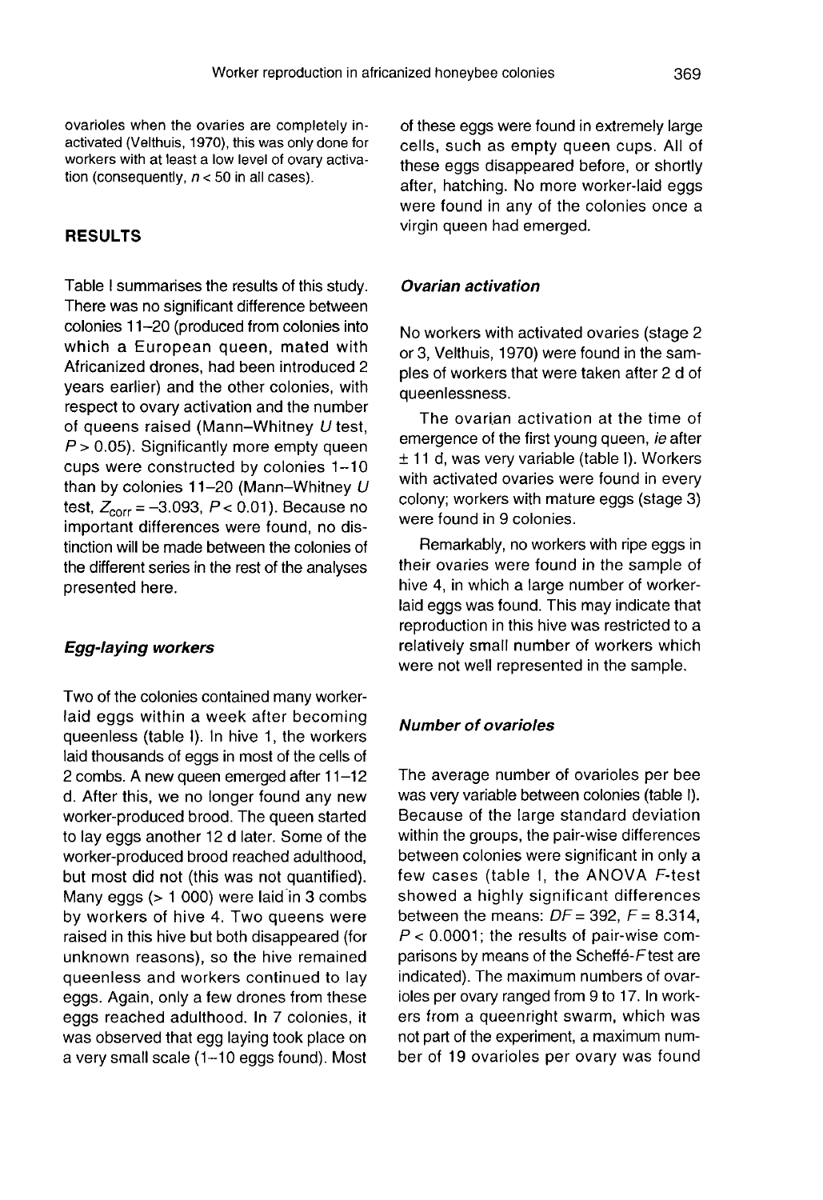ovarioles when the ovaries are completely inactivated (Velthuis, 1970), this was only done for workers with at least a low level of ovary activation (consequently, $n < 50$ in all cases).

## RESULTS

Table I summarises the results of this study. There was no significant difference between colonies 11–20 (produced from colonies into which a European queen, mated with Africanized drones, had been introduced 2 years earlier) and the other colonies, with respect to ovary activation and the number of queens raised (Mann–Whitney *U* test, $P > 0.05$). Significantly more empty queen cups were constructed by colonies 1–10 than by colonies 11–20 (Mann–Whitney *U* test, $Z_{corr} = -3.093$, $P < 0.01$). Because no important differences were found, no distinction will be made between the colonies of the different series in the rest of the analyses presented here.

### *Egg-laying workers*

Two of the colonies contained many worker-laid eggs within a week after becoming queenless (table I). In hive 1, the workers laid thousands of eggs in most of the cells of 2 combs. A new queen emerged after 11–12 d. After this, we no longer found any new worker-produced brood. The queen started to lay eggs another 12 d later. Some of the worker-produced brood reached adulthood, but most did not (this was not quantified). Many eggs (> 1 000) were laid in 3 combs by workers of hive 4. Two queens were raised in this hive but both disappeared (for unknown reasons), so the hive remained queenless and workers continued to lay eggs. Again, only a few drones from these eggs reached adulthood. In 7 colonies, it was observed that egg laying took place on a very small scale (1–10 eggs found). Most of these eggs were found in extremely large cells, such as empty queen cups. All of these eggs disappeared before, or shortly after, hatching. No more worker-laid eggs were found in any of the colonies once a virgin queen had emerged.

### *Ovarian activation*

No workers with activated ovaries (stage 2 or 3, Velthuis, 1970) were found in the samples of workers that were taken after 2 d of queenlessness.

The ovarian activation at the time of emergence of the first young queen, *ie* after ± 11 d, was very variable (table I). Workers with activated ovaries were found in every colony; workers with mature eggs (stage 3) were found in 9 colonies.

Remarkably, no workers with ripe eggs in their ovaries were found in the sample of hive 4, in which a large number of worker-laid eggs was found. This may indicate that reproduction in this hive was restricted to a relatively small number of workers which were not well represented in the sample.

### *Number of ovarioles*

The average number of ovarioles per bee was very variable between colonies (table I). Because of the large standard deviation within the groups, the pair-wise differences between colonies were significant in only a few cases (table I, the ANOVA *F*-test showed a highly significant differences between the means: $DF = 392$, $F = 8.314$, $P < 0.0001$; the results of pair-wise comparisons by means of the Scheffé-*F* test are indicated). The maximum numbers of ovarioles per ovary ranged from 9 to 17. In workers from a queenright swarm, which was not part of the experiment, a maximum number of 19 ovarioles per ovary was found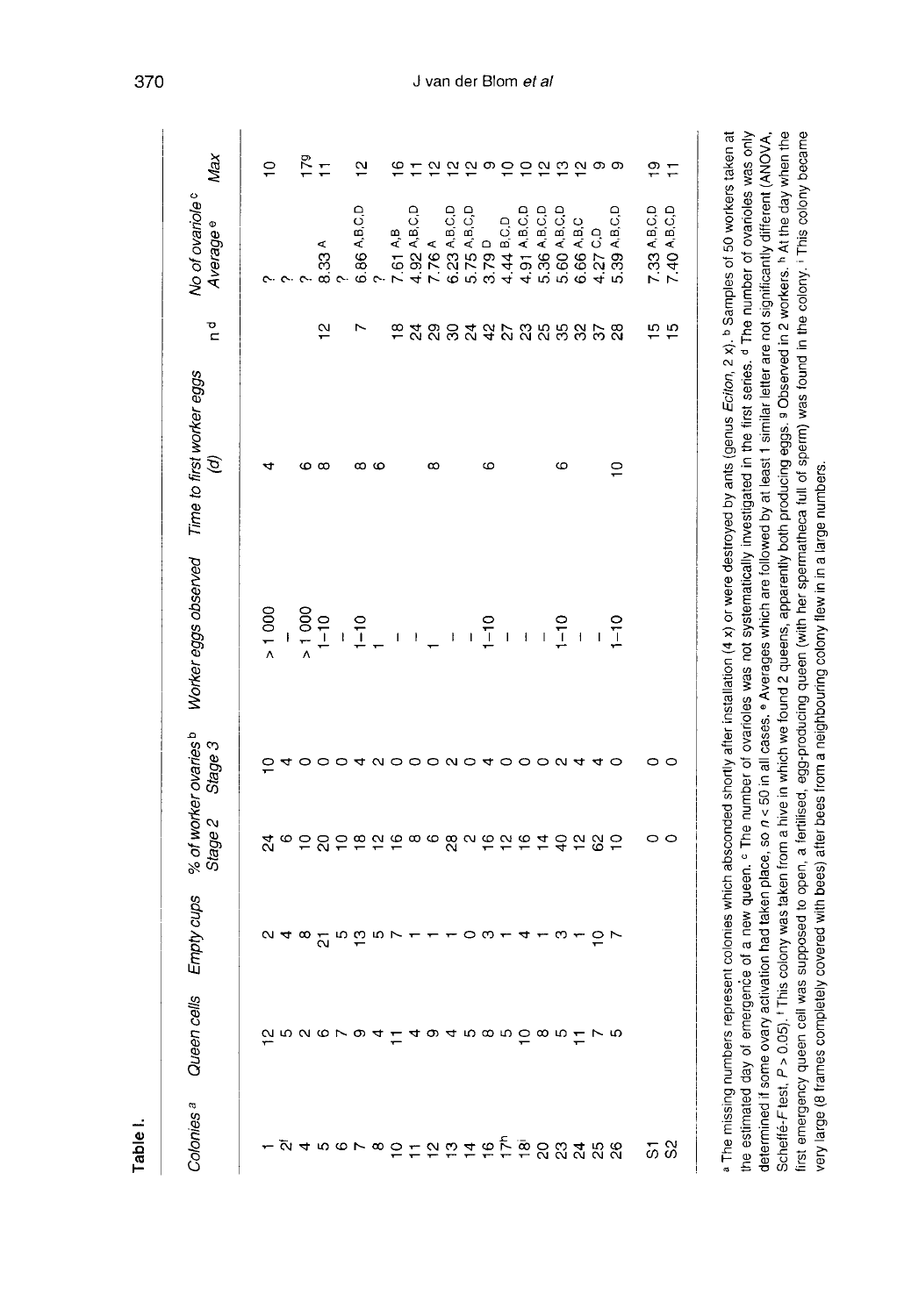**Table I.**

| Colonies[a] | Queen cells | Empty cups | % of worker ovaries[b] Stage 2 | Stage 3 | Worker eggs observed | Time to first worker eggs (d) | n[d] | No of ovariole[c] Average[e] | Max |
|---|---|---|---|---|---|---|---|---|---|
| 1 | 12 | 2 | 24 | 10 | > 1 000 | 4 | | ? | 10 |
| 2[f] | 5 | 4 | 6 | 4 | – | | | ? | |
| 4 | 2 | 8 | 10 | 0 | > 1 000 | 6 | | ? | 17[g] |
| 5 | 6 | 21 | 20 | 0 | 1–10 | 8 | 12 | 8.33 [A] | 11 |
| 6 | 7 | 5 | 10 | 0 | – | | | ? | |
| 7 | 9 | 13 | 18 | 4 | 1–10 | 8 | 7 | 6.86 [A,B,C,D] | 12 |
| 8 | 4 | 5 | 12 | 2 | 1 | 6 | | ? | |
| 10 | 11 | 7 | 16 | 0 | – | | 18 | 7.61 [A,B] | 16 |
| 11 | 4 | 1 | 8 | 0 | – | | 24 | 4.92 [A,B,C,D] | 11 |
| 12 | 9 | 1 | 6 | 0 | 1 | 8 | 29 | 7.76 [A] | 12 |
| 13 | 4 | 1 | 28 | 2 | – | | 30 | 6.23 [A,B,C,D] | 12 |
| 14 | 5 | 0 | 2 | 0 | – | | 24 | 5.75 [A,B,C,D] | 12 |
| 16 | 8 | 3 | 16 | 4 | 1–10 | 6 | 42 | 3.79 [D] | 9 |
| 17[h] | 5 | 1 | 12 | 0 | – | | 27 | 4.44 [B,C,D] | 10 |
| 18[i] | 10 | 4 | 16 | 0 | – | | 23 | 4.91 [A,B,C,D] | 10 |
| 20 | 8 | 1 | 14 | 0 | – | | 25 | 5.36 [A,B,C,D] | 12 |
| 23 | 5 | 3 | 40 | 2 | 1–10 | 6 | 35 | 5.60 [A,B,C,D] | 13 |
| 24 | 11 | 1 | 12 | 4 | – | | 32 | 6.66 [A,B,C] | 12 |
| 25 | 7 | 10 | 62 | 4 | – | | 37 | 4.27 [C,D] | 9 |
| 26 | 5 | 7 | 10 | 0 | 1–10 | 10 | 28 | 5.39 [A,B,C,D] | 9 |
| S1 | | | 0 | 0 | | | 15 | 7.33 [A,B,C,D] | 19 |
| S2 | | | 0 | 0 | | | 15 | 7.40 [A,B,C,D] | 11 |

[a] The missing numbers represent colonies which absconded shortly after installation (4 x) or were destroyed by ants (genus *Eciton*, 2 x). [b] Samples of 50 workers taken at the estimated day of emergence of a new queen. [c] The number of ovarioles was not systematically investigated in the first series. [d] The number of ovarioles was only determined if some ovary activation had taken place, so $n < 50$ in all cases. [e] Averages which are followed by at least 1 similar letter are not significantly different (ANOVA, Scheffé-*F* test, $P > 0.05$). [f] This colony was taken from a hive in which we found 2 queens, apparently both producing eggs. [g] Observed in 2 workers. [h] At the day when the first emergency queen cell was supposed to open, a fertilised, egg-producing queen (with her spermatheca full of sperm) was found in the colony. [i] This colony became very large (8 frames completely covered with bees) after bees from a neighbouring colony flew in in a large numbers.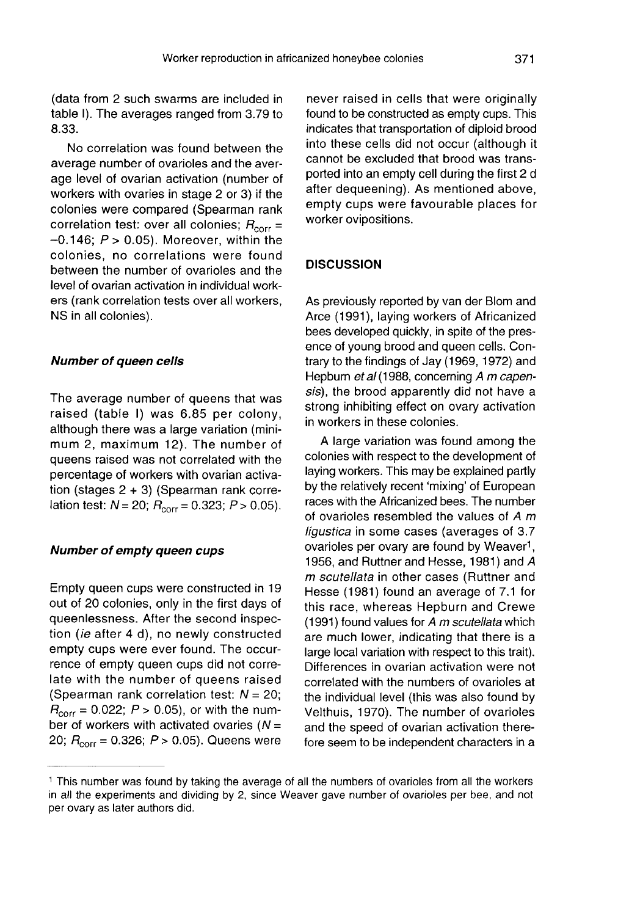(data from 2 such swarms are included in table I). The averages ranged from 3.79 to 8.33.

No correlation was found between the average number of ovarioles and the average level of ovarian activation (number of workers with ovaries in stage 2 or 3) if the colonies were compared (Spearman rank correlation test: over all colonies; $R_{corr} = -0.146$; $P > 0.05$). Moreover, within the colonies, no correlations were found between the number of ovarioles and the level of ovarian activation in individual workers (rank correlation tests over all workers, NS in all colonies).

### *Number of queen cells*

The average number of queens that was raised (table I) was 6.85 per colony, although there was a large variation (minimum 2, maximum 12). The number of queens raised was not correlated with the percentage of workers with ovarian activation (stages 2 + 3) (Spearman rank correlation test: $N = 20$; $R_{corr} = 0.323$; $P > 0.05$).

### *Number of empty queen cups*

Empty queen cups were constructed in 19 out of 20 colonies, only in the first days of queenlessness. After the second inspection (*ie* after 4 d), no newly constructed empty cups were ever found. The occurrence of empty queen cups did not correlate with the number of queens raised (Spearman rank correlation test: $N = 20$; $R_{corr} = 0.022$; $P > 0.05$), or with the number of workers with activated ovaries ($N = 20$; $R_{corr} = 0.326$; $P > 0.05$). Queens were never raised in cells that were originally found to be constructed as empty cups. This indicates that transportation of diploid brood into these cells did not occur (although it cannot be excluded that brood was transported into an empty cell during the first 2 d after dequeening). As mentioned above, empty cups were favourable places for worker ovipositions.

## DISCUSSION

As previously reported by van der Blom and Arce (1991), laying workers of Africanized bees developed quickly, in spite of the presence of young brood and queen cells. Contrary to the findings of Jay (1969, 1972) and Hepburn *et al* (1988, concerning *A m capensis*), the brood apparently did not have a strong inhibiting effect on ovary activation in workers in these colonies.

A large variation was found among the colonies with respect to the development of laying workers. This may be explained partly by the relatively recent 'mixing' of European races with the Africanized bees. The number of ovarioles resembled the values of *A m ligustica* in some cases (averages of 3.7 ovarioles per ovary are found by Weaver[1], 1956, and Ruttner and Hesse, 1981) and *A m scutellata* in other cases (Ruttner and Hesse (1981) found an average of 7.1 for this race, whereas Hepburn and Crewe (1991) found values for *A m scutellata* which are much lower, indicating that there is a large local variation with respect to this trait). Differences in ovarian activation were not correlated with the numbers of ovarioles at the individual level (this was also found by Velthuis, 1970). The number of ovarioles and the speed of ovarian activation therefore seem to be independent characters in a

---

[1] This number was found by taking the average of all the numbers of ovarioles from all the workers in all the experiments and dividing by 2, since Weaver gave number of ovarioles per bee, and not per ovary as later authors did.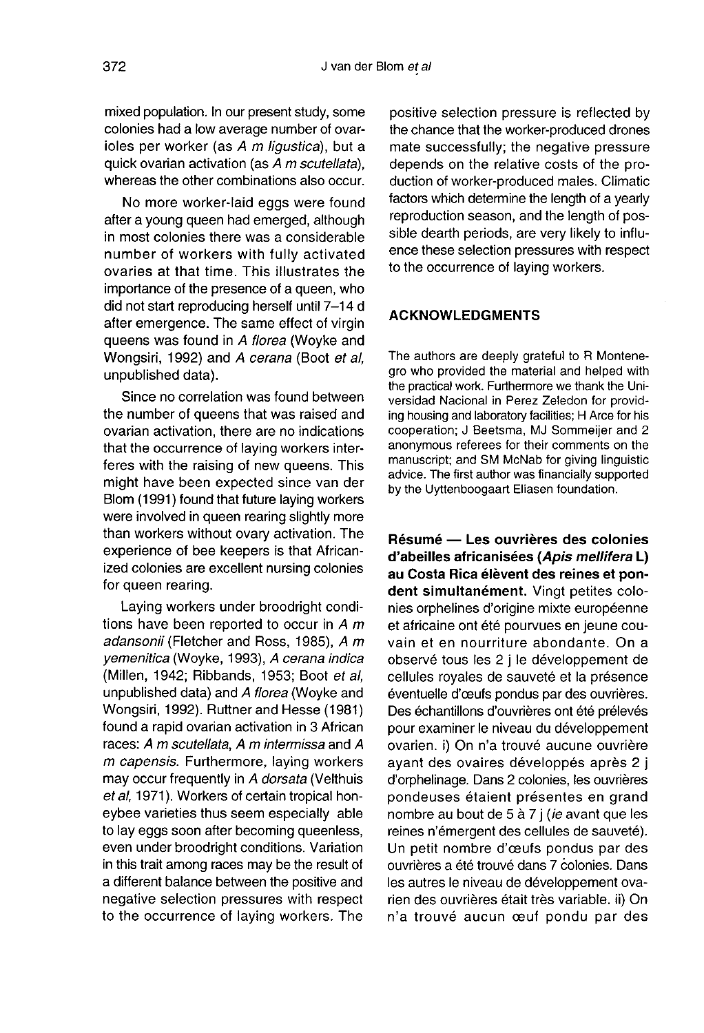mixed population. In our present study, some colonies had a low average number of ovarioles per worker (as *A m ligustica*), but a quick ovarian activation (as *A m scutellata*), whereas the other combinations also occur.

No more worker-laid eggs were found after a young queen had emerged, although in most colonies there was a considerable number of workers with fully activated ovaries at that time. This illustrates the importance of the presence of a queen, who did not start reproducing herself until 7–14 d after emergence. The same effect of virgin queens was found in *A florea* (Woyke and Wongsiri, 1992) and *A cerana* (Boot *et al*, unpublished data).

Since no correlation was found between the number of queens that was raised and ovarian activation, there are no indications that the occurrence of laying workers interferes with the raising of new queens. This might have been expected since van der Blom (1991) found that future laying workers were involved in queen rearing slightly more than workers without ovary activation. The experience of bee keepers is that Africanized colonies are excellent nursing colonies for queen rearing.

Laying workers under broodright conditions have been reported to occur in *A m adansonii* (Fletcher and Ross, 1985), *A m yemenitica* (Woyke, 1993), *A cerana indica* (Millen, 1942; Ribbands, 1953; Boot *et al*, unpublished data) and *A florea* (Woyke and Wongsiri, 1992). Ruttner and Hesse (1981) found a rapid ovarian activation in 3 African races: *A m scutellata*, *A m intermissa* and *A m capensis*. Furthermore, laying workers may occur frequently in *A dorsata* (Velthuis *et al*, 1971). Workers of certain tropical honeybee varieties thus seem especially able to lay eggs soon after becoming queenless, even under broodright conditions. Variation in this trait among races may be the result of a different balance between the positive and negative selection pressures with respect to the occurrence of laying workers. The positive selection pressure is reflected by the chance that the worker-produced drones mate successfully; the negative pressure depends on the relative costs of the production of worker-produced males. Climatic factors which determine the length of a yearly reproduction season, and the length of possible dearth periods, are very likely to influence these selection pressures with respect to the occurrence of laying workers.

## ACKNOWLEDGMENTS

The authors are deeply grateful to R Montenegro who provided the material and helped with the practical work. Furthermore we thank the Universidad Nacional in Perez Zeledon for providing housing and laboratory facilities; H Arce for his cooperation; J Beetsma, MJ Sommeijer and 2 anonymous referees for their comments on the manuscript; and SM McNab for giving linguistic advice. The first author was financially supported by the Uyttenboogaart Eliasen foundation.

**Résumé — Les ouvrières des colonies d'abeilles africanisées (*Apis mellifera* L) au Costa Rica élèvent des reines et pondent simultanément.** Vingt petites colonies orphelines d'origine mixte européenne et africaine ont été pourvues en jeune couvain et en nourriture abondante. On a observé tous les 2 j le développement de cellules royales de sauveté et la présence éventuelle d'œufs pondus par des ouvrières. Des échantillons d'ouvrières ont été prélevés pour examiner le niveau du développement ovarien. i) On n'a trouvé aucune ouvrière ayant des ovaires développés après 2 j d'orphelinage. Dans 2 colonies, les ouvrières pondeuses étaient présentes en grand nombre au bout de 5 à 7 j (*ie* avant que les reines n'émergent des cellules de sauveté). Un petit nombre d'œufs pondus par des ouvrières a été trouvé dans 7 colonies. Dans les autres le niveau de développement ovarien des ouvrières était très variable. ii) On n'a trouvé aucun œuf pondu par des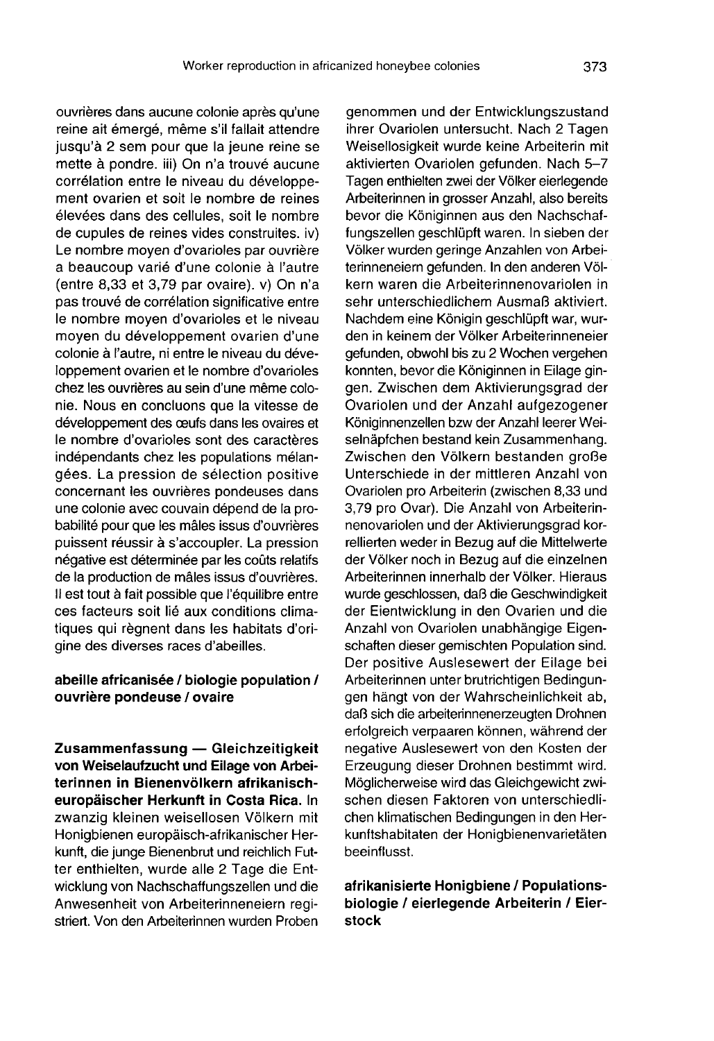ouvrières dans aucune colonie après qu'une reine ait émergé, même s'il fallait attendre jusqu'à 2 sem pour que la jeune reine se mette à pondre. iii) On n'a trouvé aucune corrélation entre le niveau du développement ovarien et soit le nombre de reines élevées dans des cellules, soit le nombre de cupules de reines vides construites. iv) Le nombre moyen d'ovarioles par ouvrière a beaucoup varié d'une colonie à l'autre (entre 8,33 et 3,79 par ovaire). v) On n'a pas trouvé de corrélation significative entre le nombre moyen d'ovarioles et le niveau moyen du développement ovarien d'une colonie à l'autre, ni entre le niveau du développement ovarien et le nombre d'ovarioles chez les ouvrières au sein d'une même colonie. Nous en concluons que la vitesse de développement des œufs dans les ovaires et le nombre d'ovarioles sont des caractères indépendants chez les populations mélangées. La pression de sélection positive concernant les ouvrières pondeuses dans une colonie avec couvain dépend de la probabilité pour que les mâles issus d'ouvrières puissent réussir à s'accoupler. La pression négative est déterminée par les coûts relatifs de la production de mâles issus d'ouvrières. Il est tout à fait possible que l'équilibre entre ces facteurs soit lié aux conditions climatiques qui règnent dans les habitats d'origine des diverses races d'abeilles.

**abeille africanisée / biologie population / ouvrière pondeuse / ovaire**

**Zusammenfassung — Gleichzeitigkeit von Weiselaufzucht und Eilage von Arbeiterinnen in Bienenvölkern afrikanisch-europäischer Herkunft in Costa Rica.** In zwanzig kleinen weisellosen Völkern mit Honigbienen europäisch-afrikanischer Herkunft, die junge Bienenbrut und reichlich Futter enthielten, wurde alle 2 Tage die Entwicklung von Nachschaffungszellen und die Anwesenheit von Arbeiterinneneiern registriert. Von den Arbeiterinnen wurden Proben genommen und der Entwicklungszustand ihrer Ovariolen untersucht. Nach 2 Tagen Weisellosigkeit wurde keine Arbeiterin mit aktivierten Ovariolen gefunden. Nach 5–7 Tagen enthielten zwei der Völker eierlegende Arbeiterinnen in grosser Anzahl, also bereits bevor die Königinnen aus den Nachschaffungszellen geschlüpft waren. In sieben der Völker wurden geringe Anzahlen von Arbeiterinneneiern gefunden. In den anderen Völkern waren die Arbeiterinnenovariolen in sehr unterschiedlichem Ausmaß aktiviert. Nachdem eine Königin geschlüpft war, wurden in keinem der Völker Arbeiterinneneier gefunden, obwohl bis zu 2 Wochen vergehen konnten, bevor die Königinnen in Eilage gingen. Zwischen dem Aktivierungsgrad der Ovariolen und der Anzahl aufgezogener Königinnenzellen bzw der Anzahl leerer Weiselnäpfchen bestand kein Zusammenhang. Zwischen den Völkern bestanden große Unterschiede in der mittleren Anzahl von Ovariolen pro Arbeiterin (zwischen 8,33 und 3,79 pro Ovar). Die Anzahl von Arbeiterinnenovariolen und der Aktivierungsgrad korrellierten weder in Bezug auf die Mittelwerte der Völker noch in Bezug auf die einzelnen Arbeiterinnen innerhalb der Völker. Hieraus wurde geschlossen, daß die Geschwindigkeit der Eientwicklung in den Ovarien und die Anzahl von Ovariolen unabhängige Eigenschaften dieser gemischten Population sind. Der positive Auslesewert der Eilage bei Arbeiterinnen unter brutrichtigen Bedingungen hängt von der Wahrscheinlichkeit ab, daß sich die arbeiterinnenerzeugten Drohnen erfolgreich verpaaren können, während der negative Auslesewert von den Kosten der Erzeugung dieser Drohnen bestimmt wird. Möglicherweise wird das Gleichgewicht zwischen diesen Faktoren von unterschiedlichen klimatischen Bedingungen in den Herkunftshabitaten der Honigbienenvarietäten beeinflusst.

**afrikanisierte Honigbiene / Populationsbiologie / eierlegende Arbeiterin / Eierstock**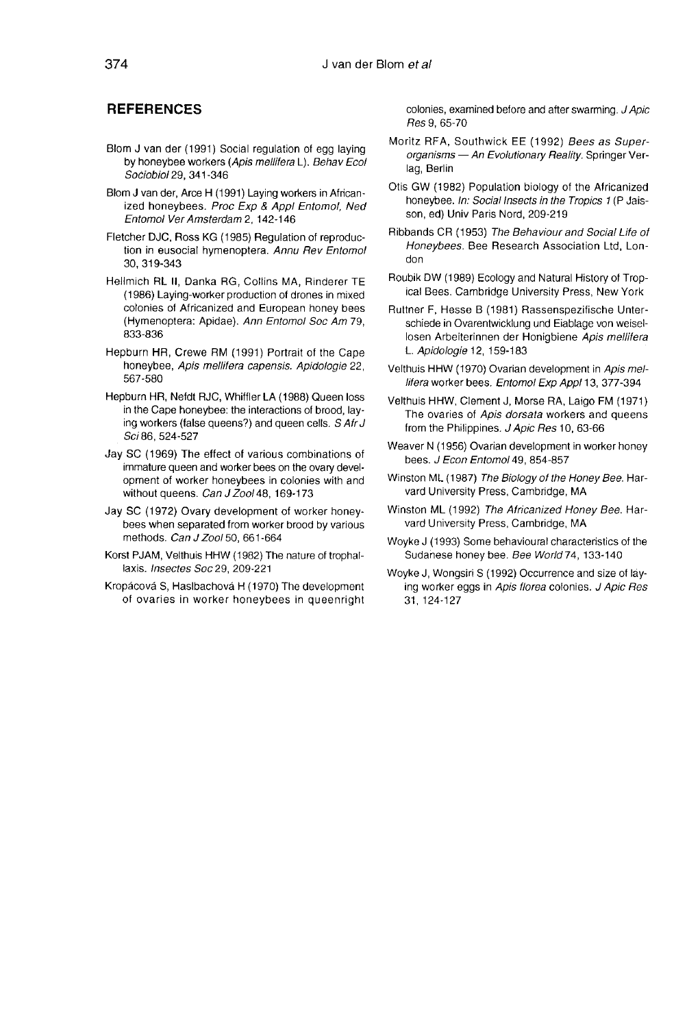## REFERENCES

Blom J van der (1991) Social regulation of egg laying by honeybee workers (*Apis mellifera* L). *Behav Ecol Sociobiol* 29, 341-346

Blom J van der, Arce H (1991) Laying workers in Africanized honeybees. *Proc Exp & Appl Entomol, Ned Entomol Ver Amsterdam* 2, 142-146

Fletcher DJC, Ross KG (1985) Regulation of reproduction in eusocial hymenoptera. *Annu Rev Entomol* 30, 319-343

Hellmich RL II, Danka RG, Collins MA, Rinderer TE (1986) Laying-worker production of drones in mixed colonies of Africanized and European honey bees (Hymenoptera: Apidae). *Ann Entomol Soc Am* 79, 833-836

Hepburn HR, Crewe RM (1991) Portrait of the Cape honeybee, *Apis mellifera capensis*. *Apidologie* 22, 567-580

Hepburn HR, Nefdt RJC, Whiffler LA (1988) Queen loss in the Cape honeybee: the interactions of brood, laying workers (false queens?) and queen cells. *S Afr J Sci* 86, 524-527

Jay SC (1969) The effect of various combinations of immature queen and worker bees on the ovary development of worker honeybees in colonies with and without queens. *Can J Zool* 48, 169-173

Jay SC (1972) Ovary development of worker honeybees when separated from worker brood by various methods. *Can J Zool* 50, 661-664

Korst PJAM, Velthuis HHW (1982) The nature of trophallaxis. *Insectes Soc* 29, 209-221

Kropácová S, Haslbachová H (1970) The development of ovaries in worker honeybees in queenright colonies, examined before and after swarming. *J Apic Res* 9, 65-70

Moritz RFA, Southwick EE (1992) *Bees as Superorganisms — An Evolutionary Reality*. Springer Verlag, Berlin

Otis GW (1982) Population biology of the Africanized honeybee. *In: Social Insects in the Tropics 1* (P Jaisson, ed) Univ Paris Nord, 209-219

Ribbands CR (1953) *The Behaviour and Social Life of Honeybees*. Bee Research Association Ltd, London

Roubik DW (1989) Ecology and Natural History of Tropical Bees. Cambridge University Press, New York

Ruttner F, Hesse B (1981) Rassenspezifische Unterschiede in Ovarentwicklung und Eiablage von weisellosen Arbeiterinnen der Honigbiene *Apis mellifera* L. *Apidologie* 12, 159-183

Velthuis HHW (1970) Ovarian development in *Apis mellifera* worker bees. *Entomol Exp Appl* 13, 377-394

Velthuis HHW, Clement J, Morse RA, Laigo FM (1971) The ovaries of *Apis dorsata* workers and queens from the Philippines. *J Apic Res* 10, 63-66

Weaver N (1956) Ovarian development in worker honey bees. *J Econ Entomol* 49, 854-857

Winston ML (1987) *The Biology of the Honey Bee*. Harvard University Press, Cambridge, MA

Winston ML (1992) *The Africanized Honey Bee*. Harvard University Press, Cambridge, MA

Woyke J (1993) Some behavioural characteristics of the Sudanese honey bee. *Bee World* 74, 133-140

Woyke J, Wongsiri S (1992) Occurrence and size of laying worker eggs in *Apis florea* colonies. *J Apic Res* 31, 124-127